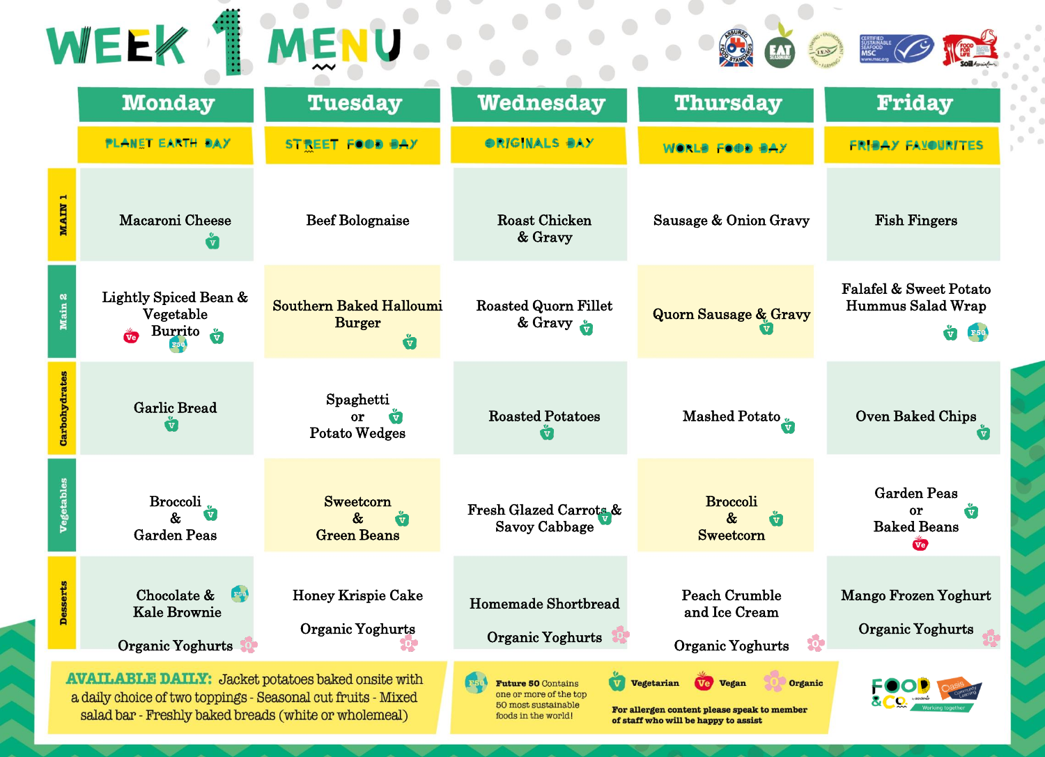# WEEK 1 MENU

| | Monday | Tuesday | Wednesday | Thursday | Friday |
|---|---|---|---|---|---|
| | PLANET EARTH DAY | STREET FOOD DAY | ORIGINALS DAY | WORLD FOOD DAY | FRIDAY FAVOURITES |
| MAIN 1 | Macaroni Cheese (V) | Beef Bolognaise | Roast Chicken & Gravy | Sausage & Onion Gravy | Fish Fingers |
| Main 2 | Lightly Spiced Bean & Vegetable Burrito (Ve) (F50) (V) | Southern Baked Halloumi Burger (V) | Roasted Quorn Fillet & Gravy (V) | Quorn Sausage & Gravy (V) | Falafel & Sweet Potato Hummus Salad Wrap (V) (F50) |
| Carbohydrates | Garlic Bread (V) | Spaghetti or Potato Wedges (V) | Roasted Potatoes (V) | Mashed Potato (V) | Oven Baked Chips (V) |
| Vegetables | Broccoli & Garden Peas (V) | Sweetcorn & Green Beans (V) | Fresh Glazed Carrots & Savoy Cabbage (V) | Broccoli & Sweetcorn (V) | Garden Peas or Baked Beans (V) (Ve) |
| Desserts | Chocolate & Kale Brownie (F50)<br>Organic Yoghurts (O) | Honey Krispie Cake<br>Organic Yoghurts (O) | Homemade Shortbread<br>Organic Yoghurts (O) | Peach Crumble and Ice Cream<br>Organic Yoghurts (O) | Mango Frozen Yoghurt<br>Organic Yoghurts (O) |

**AVAILABLE DAILY:** Jacket potatoes baked onsite with a daily choice of two toppings - Seasonal cut fruits - Mixed salad bar - Freshly baked breads (white or wholemeal)

**F50 Future 50** Contains one or more of the top 50 most sustainable foods in the world!

**V** Vegetarian **Ve** Vegan **O** Organic

**For allergen content please speak to member of staff who will be happy to assist**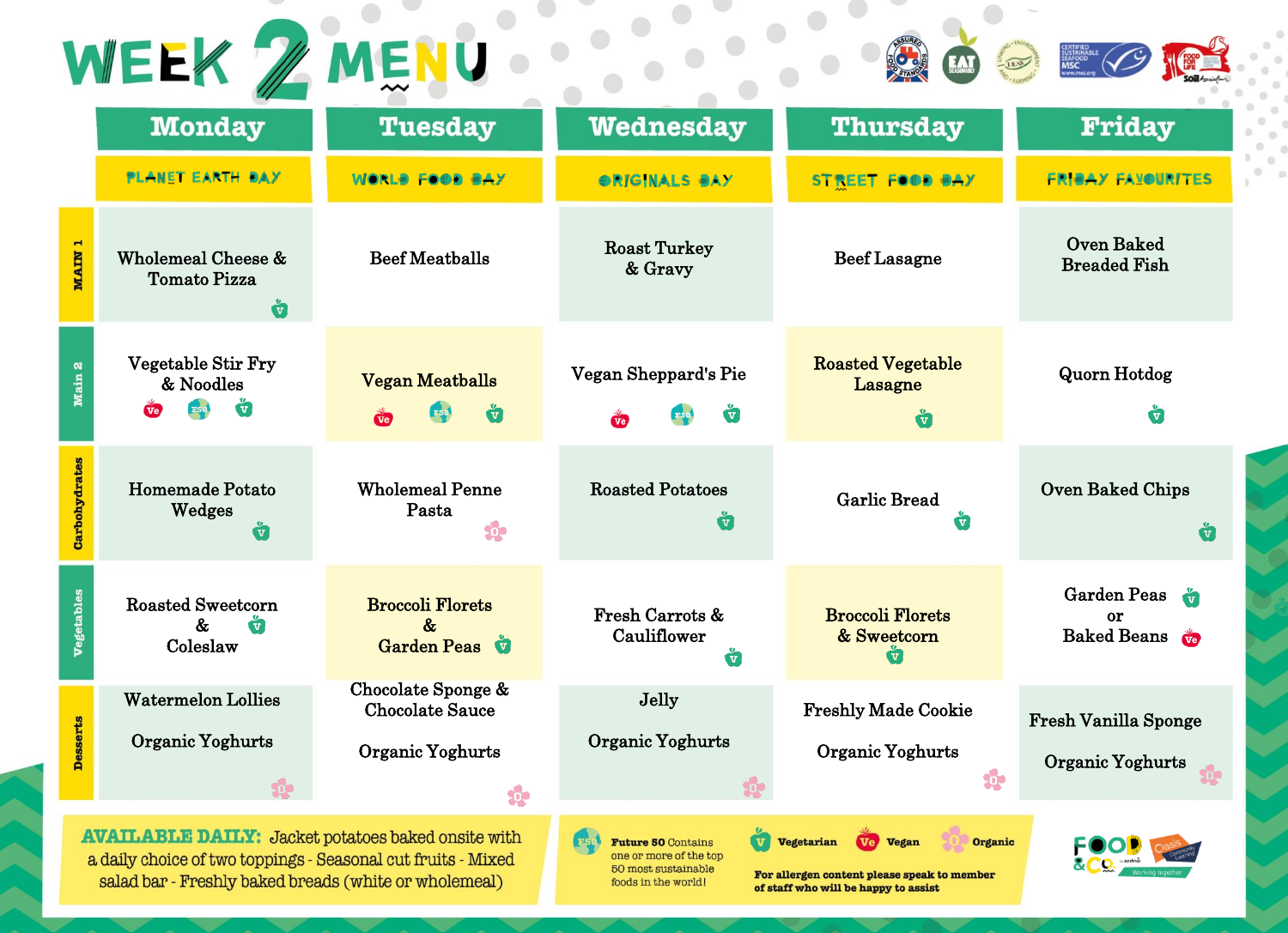# WEEK 2 MENU

| | Monday | Tuesday | Wednesday | Thursday | Friday |
|---|---|---|---|---|---|
| | PLANET EARTH DAY | WORLD FOOD DAY | ORIGINALS DAY | STREET FOOD DAY | FRIDAY FAVOURITES |
| MAIN 1 | Wholemeal Cheese & Tomato Pizza (V) | Beef Meatballs | Roast Turkey & Gravy | Beef Lasagne | Oven Baked Breaded Fish |
| Main 2 | Vegetable Stir Fry & Noodles (Ve) (F50) (V) | Vegan Meatballs (Ve) (F50) (V) | Vegan Sheppard's Pie (Ve) (F50) (V) | Roasted Vegetable Lasagne (V) | Quorn Hotdog (V) |
| Carbohydrates | Homemade Potato Wedges (V) | Wholemeal Penne Pasta (O) | Roasted Potatoes (V) | Garlic Bread (V) | Oven Baked Chips (V) |
| Vegetables | Roasted Sweetcorn & Coleslaw (V) | Broccoli Florets & Garden Peas (V) | Fresh Carrots & Cauliflower (V) | Broccoli Florets & Sweetcorn (V) | Garden Peas (V) or Baked Beans (Ve) |
| Desserts | Watermelon Lollies<br>Organic Yoghurts (O) | Chocolate Sponge & Chocolate Sauce<br>Organic Yoghurts (O) | Jelly<br>Organic Yoghurts (O) | Freshly Made Cookie<br>Organic Yoghurts (O) | Fresh Vanilla Sponge<br>Organic Yoghurts (O) |

**AVAILABLE DAILY:** Jacket potatoes baked onsite with a daily choice of two toppings - Seasonal cut fruits - Mixed salad bar - Freshly baked breads (white or wholemeal)

**F50 Future 50** Contains one or more of the top 50 most sustainable foods in the world!

**V** Vegetarian **Ve** Vegan **O** Organic

**For allergen content please speak to member of staff who will be happy to assist**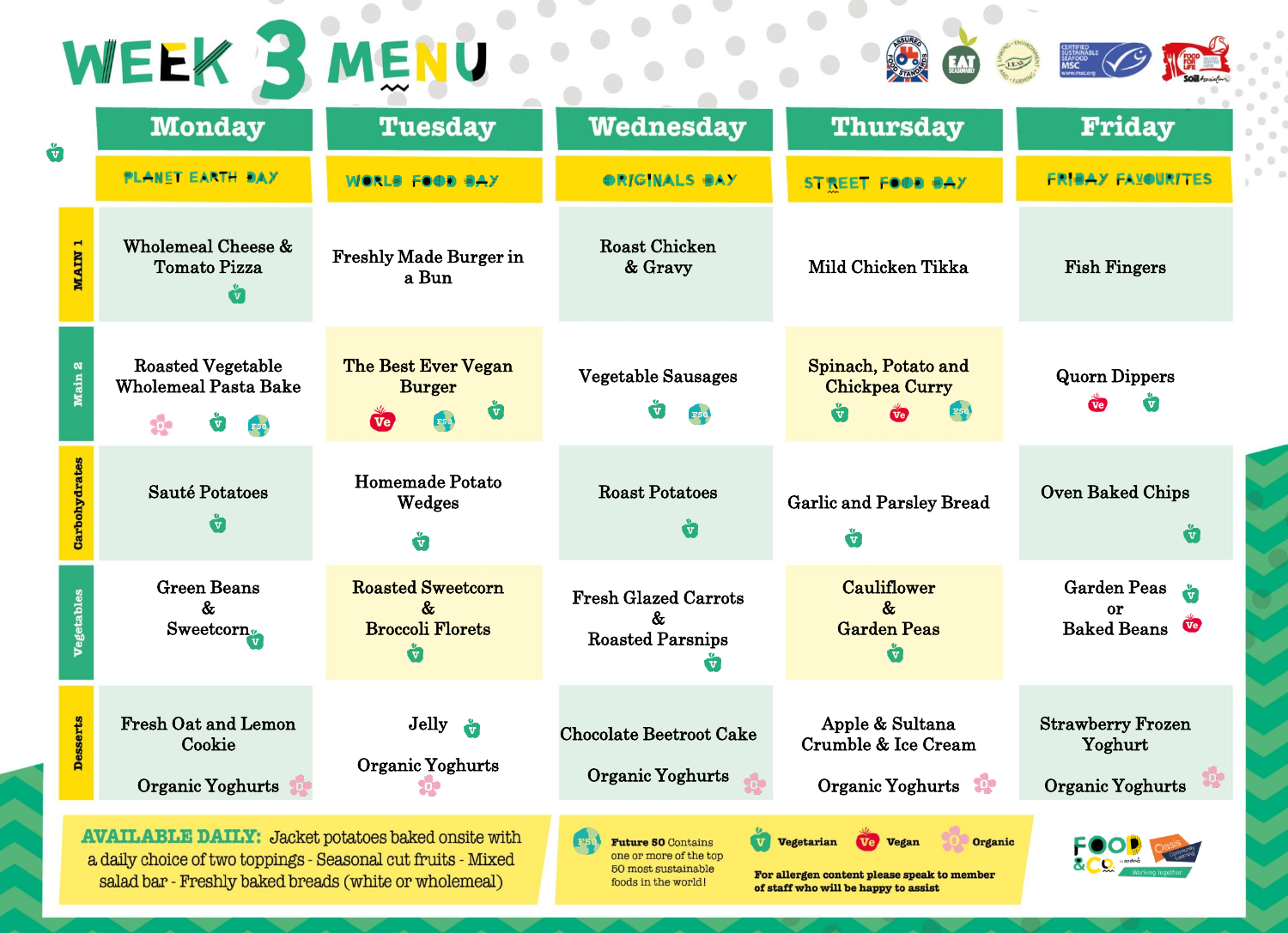# WEEK 3 MENU

| | Monday | Tuesday | Wednesday | Thursday | Friday |
|---|---|---|---|---|---|
| | PLANET EARTH DAY | WORLD FOOD DAY | ORIGINALS DAY | STREET FOOD DAY | FRIDAY FAVOURITES |
| **MAIN 1** | Wholemeal Cheese & Tomato Pizza (V) | Freshly Made Burger in a Bun | Roast Chicken & Gravy | Mild Chicken Tikka | Fish Fingers |
| **Main 2** | Roasted Vegetable Wholemeal Pasta Bake (O) (V) (F50) | The Best Ever Vegan Burger (Ve) (F50) (V) | Vegetable Sausages (V) (F50) | Spinach, Potato and Chickpea Curry (V) (Ve) (F50) | Quorn Dippers (Ve) (V) |
| **Carbohydrates** | Sauté Potatoes (V) | Homemade Potato Wedges (V) | Roast Potatoes (V) | Garlic and Parsley Bread (V) | Oven Baked Chips (V) |
| **Vegetables** | Green Beans & Sweetcorn (V) | Roasted Sweetcorn & Broccoli Florets (V) | Fresh Glazed Carrots & Roasted Parsnips (V) | Cauliflower & Garden Peas (V) | Garden Peas (V) or Baked Beans (Ve) |
| **Desserts** | Fresh Oat and Lemon Cookie<br>Organic Yoghurts (O) | Jelly (V)<br>Organic Yoghurts (O) | Chocolate Beetroot Cake<br>Organic Yoghurts (O) | Apple & Sultana Crumble & Ice Cream<br>Organic Yoghurts (O) | Strawberry Frozen Yoghurt<br>Organic Yoghurts (O) |

**AVAILABLE DAILY:** Jacket potatoes baked onsite with a daily choice of two toppings - Seasonal cut fruits - Mixed salad bar - Freshly baked breads (white or wholemeal)

(F50) **Future 50** Contains one or more of the top 50 most sustainable foods in the world!

(V) **Vegetarian** (Ve) **Vegan** (O) **Organic**

**For allergen content please speak to member of staff who will be happy to assist**